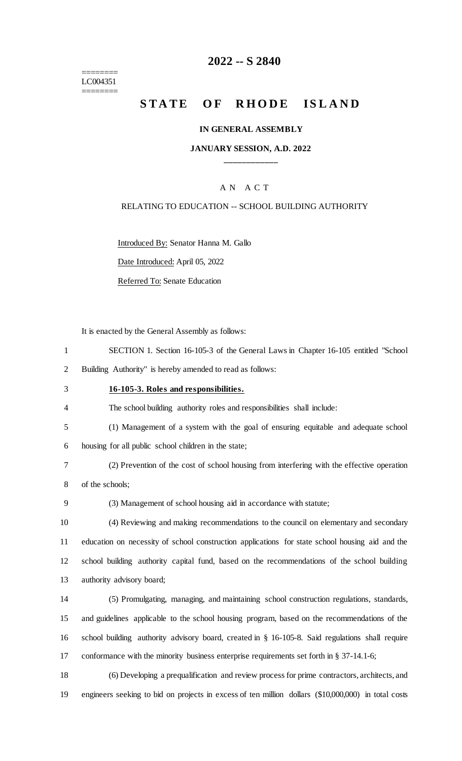========
LC004351
========

# 2022 -- S 2840

# STATE OF RHODE ISLAND

## IN GENERAL ASSEMBLY

### JANUARY SESSION, A.D. 2022

____________

A N A C T

RELATING TO EDUCATION -- SCHOOL BUILDING AUTHORITY

Introduced By: Senator Hanna M. Gallo

Date Introduced: April 05, 2022

Referred To: Senate Education

It is enacted by the General Assembly as follows:

1 SECTION 1. Section 16-105-3 of the General Laws in Chapter 16-105 entitled "School
2 Building Authority" is hereby amended to read as follows:

3 **16-105-3. Roles and responsibilities.**

4 The school building authority roles and responsibilities shall include:

5 (1) Management of a system with the goal of ensuring equitable and adequate school
6 housing for all public school children in the state;

7 (2) Prevention of the cost of school housing from interfering with the effective operation
8 of the schools;

9 (3) Management of school housing aid in accordance with statute;

10 (4) Reviewing and making recommendations to the council on elementary and secondary
11 education on necessity of school construction applications for state school housing aid and the
12 school building authority capital fund, based on the recommendations of the school building
13 authority advisory board;

14 (5) Promulgating, managing, and maintaining school construction regulations, standards,
15 and guidelines applicable to the school housing program, based on the recommendations of the
16 school building authority advisory board, created in § 16-105-8. Said regulations shall require
17 conformance with the minority business enterprise requirements set forth in § 37-14.1-6;

18 (6) Developing a prequalification and review process for prime contractors, architects, and
19 engineers seeking to bid on projects in excess of ten million dollars ($10,000,000) in total costs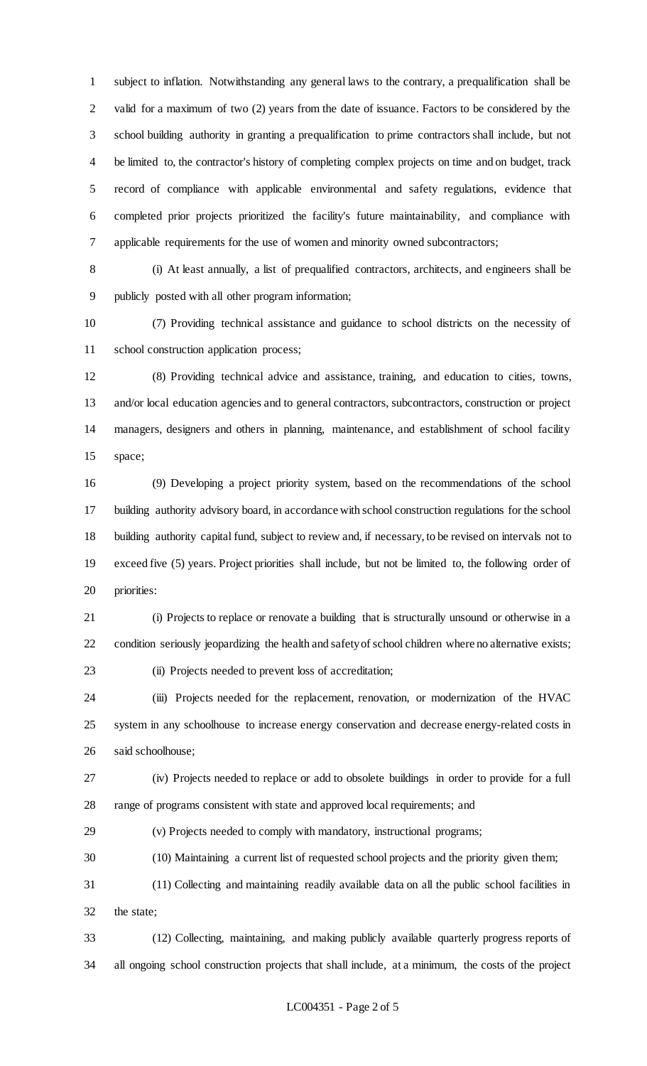subject to inflation. Notwithstanding any general laws to the contrary, a prequalification shall be valid for a maximum of two (2) years from the date of issuance. Factors to be considered by the school building authority in granting a prequalification to prime contractors shall include, but not be limited to, the contractor's history of completing complex projects on time and on budget, track record of compliance with applicable environmental and safety regulations, evidence that completed prior projects prioritized the facility's future maintainability, and compliance with applicable requirements for the use of women and minority owned subcontractors;

(i) At least annually, a list of prequalified contractors, architects, and engineers shall be publicly posted with all other program information;

(7) Providing technical assistance and guidance to school districts on the necessity of school construction application process;

(8) Providing technical advice and assistance, training, and education to cities, towns, and/or local education agencies and to general contractors, subcontractors, construction or project managers, designers and others in planning, maintenance, and establishment of school facility space;

(9) Developing a project priority system, based on the recommendations of the school building authority advisory board, in accordance with school construction regulations for the school building authority capital fund, subject to review and, if necessary, to be revised on intervals not to exceed five (5) years. Project priorities shall include, but not be limited to, the following order of priorities:

(i) Projects to replace or renovate a building that is structurally unsound or otherwise in a condition seriously jeopardizing the health and safety of school children where no alternative exists;

(ii) Projects needed to prevent loss of accreditation;

(iii) Projects needed for the replacement, renovation, or modernization of the HVAC system in any schoolhouse to increase energy conservation and decrease energy-related costs in said schoolhouse;

(iv) Projects needed to replace or add to obsolete buildings in order to provide for a full range of programs consistent with state and approved local requirements; and

(v) Projects needed to comply with mandatory, instructional programs;

(10) Maintaining a current list of requested school projects and the priority given them;

(11) Collecting and maintaining readily available data on all the public school facilities in the state;

(12) Collecting, maintaining, and making publicly available quarterly progress reports of all ongoing school construction projects that shall include, at a minimum, the costs of the project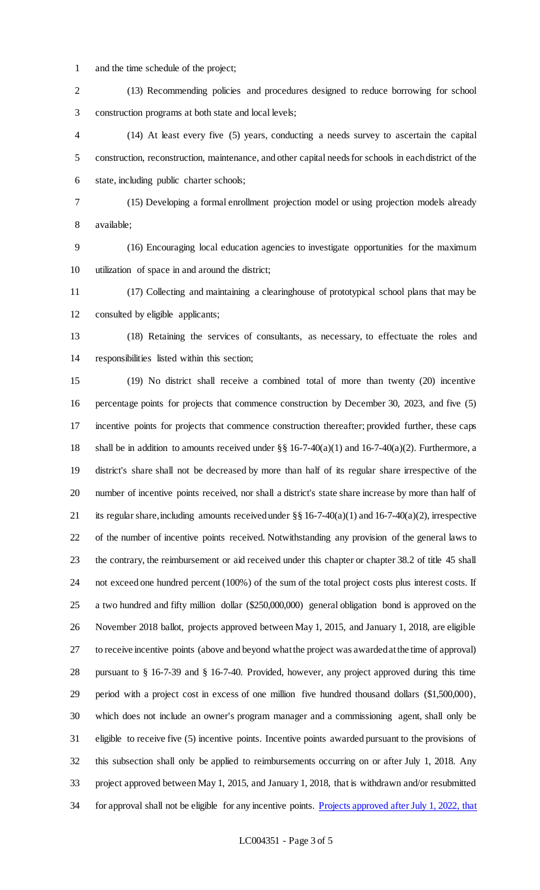and the time schedule of the project;

(13) Recommending policies and procedures designed to reduce borrowing for school construction programs at both state and local levels;

(14) At least every five (5) years, conducting a needs survey to ascertain the capital construction, reconstruction, maintenance, and other capital needs for schools in each district of the state, including public charter schools;

(15) Developing a formal enrollment projection model or using projection models already available;

(16) Encouraging local education agencies to investigate opportunities for the maximum utilization of space in and around the district;

(17) Collecting and maintaining a clearinghouse of prototypical school plans that may be consulted by eligible applicants;

(18) Retaining the services of consultants, as necessary, to effectuate the roles and responsibilities listed within this section;

(19) No district shall receive a combined total of more than twenty (20) incentive percentage points for projects that commence construction by December 30, 2023, and five (5) incentive points for projects that commence construction thereafter; provided further, these caps shall be in addition to amounts received under §§ 16-7-40(a)(1) and 16-7-40(a)(2). Furthermore, a district's share shall not be decreased by more than half of its regular share irrespective of the number of incentive points received, nor shall a district's state share increase by more than half of its regular share, including amounts received under §§ 16-7-40(a)(1) and 16-7-40(a)(2), irrespective of the number of incentive points received. Notwithstanding any provision of the general laws to the contrary, the reimbursement or aid received under this chapter or chapter 38.2 of title 45 shall not exceed one hundred percent (100%) of the sum of the total project costs plus interest costs. If a two hundred and fifty million dollar ($250,000,000) general obligation bond is approved on the November 2018 ballot, projects approved between May 1, 2015, and January 1, 2018, are eligible to receive incentive points (above and beyond what the project was awarded at the time of approval) pursuant to § 16-7-39 and § 16-7-40. Provided, however, any project approved during this time period with a project cost in excess of one million five hundred thousand dollars ($1,500,000), which does not include an owner's program manager and a commissioning agent, shall only be eligible to receive five (5) incentive points. Incentive points awarded pursuant to the provisions of this subsection shall only be applied to reimbursements occurring on or after July 1, 2018. Any project approved between May 1, 2015, and January 1, 2018, that is withdrawn and/or resubmitted for approval shall not be eligible for any incentive points. <u>Projects approved after July 1, 2022, that</u>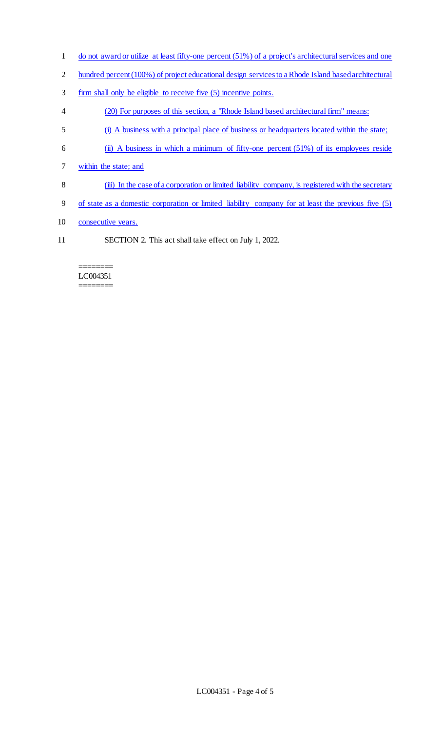do not award or utilize at least fifty-one percent (51%) of a project's architectural services and one hundred percent (100%) of project educational design services to a Rhode Island based architectural firm shall only be eligible to receive five (5) incentive points.

(20) For purposes of this section, a "Rhode Island based architectural firm" means:

(i) A business with a principal place of business or headquarters located within the state;

(ii) A business in which a minimum of fifty-one percent (51%) of its employees reside within the state; and

(iii) In the case of a corporation or limited liability company, is registered with the secretary of state as a domestic corporation or limited liability company for at least the previous five (5) consecutive years.

SECTION 2. This act shall take effect on July 1, 2022.

========
LC004351
========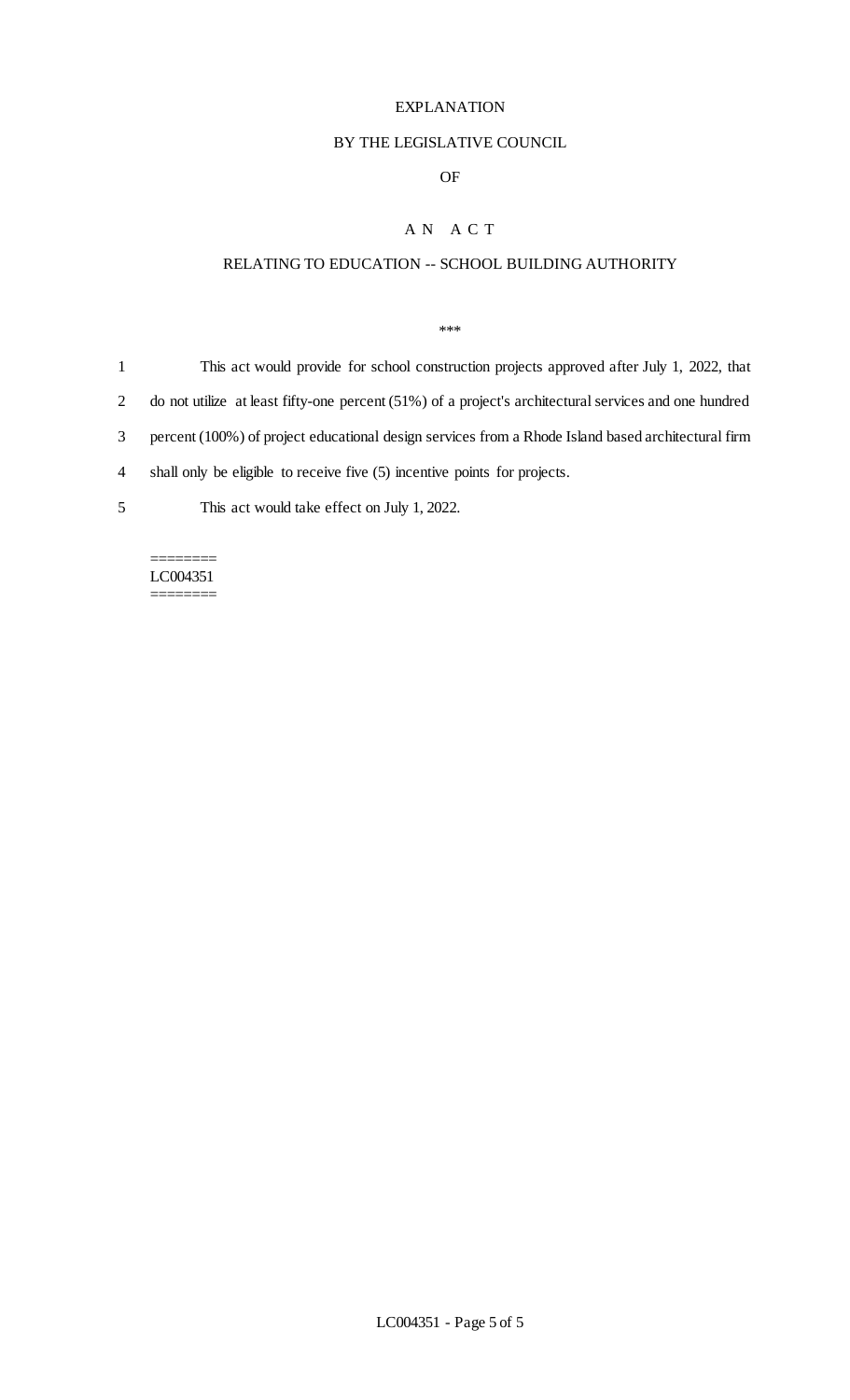EXPLANATION

BY THE LEGISLATIVE COUNCIL

OF

A N A C T

RELATING TO EDUCATION -- SCHOOL BUILDING AUTHORITY

\*\*\*

1 This act would provide for school construction projects approved after July 1, 2022, that
2 do not utilize at least fifty-one percent (51%) of a project's architectural services and one hundred
3 percent (100%) of project educational design services from a Rhode Island based architectural firm
4 shall only be eligible to receive five (5) incentive points for projects.

5 This act would take effect on July 1, 2022.

========
LC004351
========